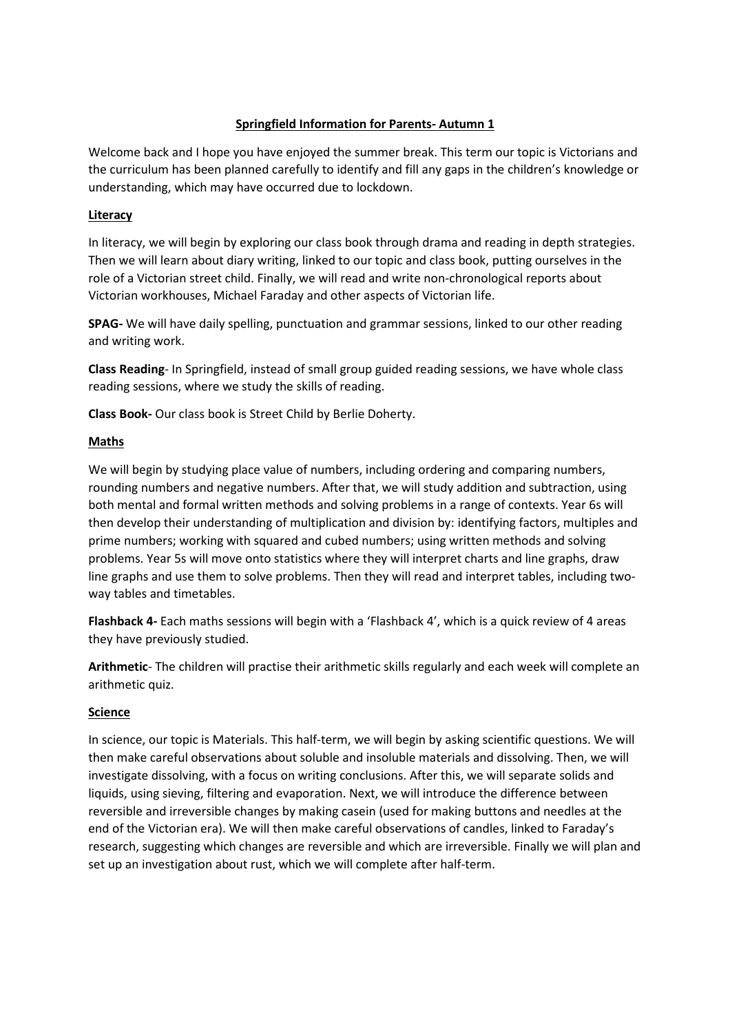# Springfield Information for Parents- Autumn 1

Welcome back and I hope you have enjoyed the summer break. This term our topic is Victorians and the curriculum has been planned carefully to identify and fill any gaps in the children's knowledge or understanding, which may have occurred due to lockdown.

## Literacy

In literacy, we will begin by exploring our class book through drama and reading in depth strategies. Then we will learn about diary writing, linked to our topic and class book, putting ourselves in the role of a Victorian street child. Finally, we will read and write non-chronological reports about Victorian workhouses, Michael Faraday and other aspects of Victorian life.

**SPAG-** We will have daily spelling, punctuation and grammar sessions, linked to our other reading and writing work.

**Class Reading**- In Springfield, instead of small group guided reading sessions, we have whole class reading sessions, where we study the skills of reading.

**Class Book-** Our class book is Street Child by Berlie Doherty.

## Maths

We will begin by studying place value of numbers, including ordering and comparing numbers, rounding numbers and negative numbers. After that, we will study addition and subtraction, using both mental and formal written methods and solving problems in a range of contexts. Year 6s will then develop their understanding of multiplication and division by: identifying factors, multiples and prime numbers; working with squared and cubed numbers; using written methods and solving problems. Year 5s will move onto statistics where they will interpret charts and line graphs, draw line graphs and use them to solve problems. Then they will read and interpret tables, including two-way tables and timetables.

**Flashback 4-** Each maths sessions will begin with a 'Flashback 4', which is a quick review of 4 areas they have previously studied.

**Arithmetic**- The children will practise their arithmetic skills regularly and each week will complete an arithmetic quiz.

## Science

In science, our topic is Materials. This half-term, we will begin by asking scientific questions. We will then make careful observations about soluble and insoluble materials and dissolving. Then, we will investigate dissolving, with a focus on writing conclusions. After this, we will separate solids and liquids, using sieving, filtering and evaporation. Next, we will introduce the difference between reversible and irreversible changes by making casein (used for making buttons and needles at the end of the Victorian era). We will then make careful observations of candles, linked to Faraday's research, suggesting which changes are reversible and which are irreversible. Finally we will plan and set up an investigation about rust, which we will complete after half-term.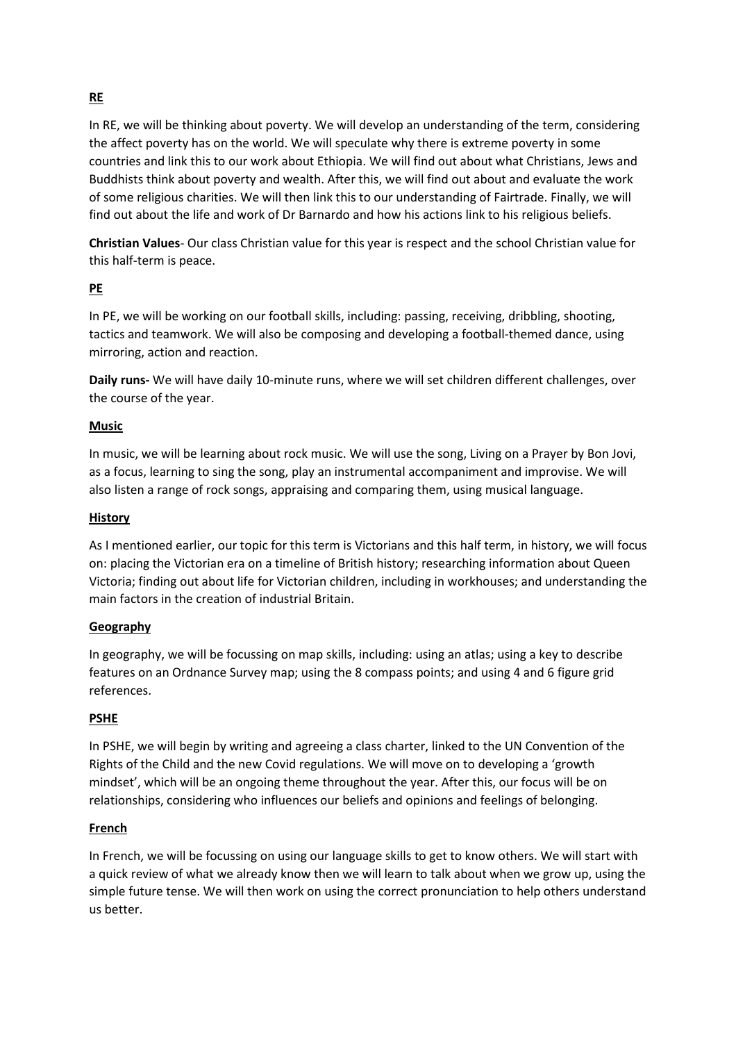**RE**

In RE, we will be thinking about poverty. We will develop an understanding of the term, considering the affect poverty has on the world. We will speculate why there is extreme poverty in some countries and link this to our work about Ethiopia. We will find out about what Christians, Jews and Buddhists think about poverty and wealth. After this, we will find out about and evaluate the work of some religious charities. We will then link this to our understanding of Fairtrade. Finally, we will find out about the life and work of Dr Barnardo and how his actions link to his religious beliefs.

**Christian Values**- Our class Christian value for this year is respect and the school Christian value for this half-term is peace.

**PE**

In PE, we will be working on our football skills, including: passing, receiving, dribbling, shooting, tactics and teamwork. We will also be composing and developing a football-themed dance, using mirroring, action and reaction.

**Daily runs-** We will have daily 10-minute runs, where we will set children different challenges, over the course of the year.

**Music**

In music, we will be learning about rock music. We will use the song, Living on a Prayer by Bon Jovi, as a focus, learning to sing the song, play an instrumental accompaniment and improvise. We will also listen a range of rock songs, appraising and comparing them, using musical language.

**History**

As I mentioned earlier, our topic for this term is Victorians and this half term, in history, we will focus on: placing the Victorian era on a timeline of British history; researching information about Queen Victoria; finding out about life for Victorian children, including in workhouses; and understanding the main factors in the creation of industrial Britain.

**Geography**

In geography, we will be focussing on map skills, including: using an atlas; using a key to describe features on an Ordnance Survey map; using the 8 compass points; and using 4 and 6 figure grid references.

**PSHE**

In PSHE, we will begin by writing and agreeing a class charter, linked to the UN Convention of the Rights of the Child and the new Covid regulations. We will move on to developing a 'growth mindset', which will be an ongoing theme throughout the year. After this, our focus will be on relationships, considering who influences our beliefs and opinions and feelings of belonging.

**French**

In French, we will be focussing on using our language skills to get to know others. We will start with a quick review of what we already know then we will learn to talk about when we grow up, using the simple future tense. We will then work on using the correct pronunciation to help others understand us better.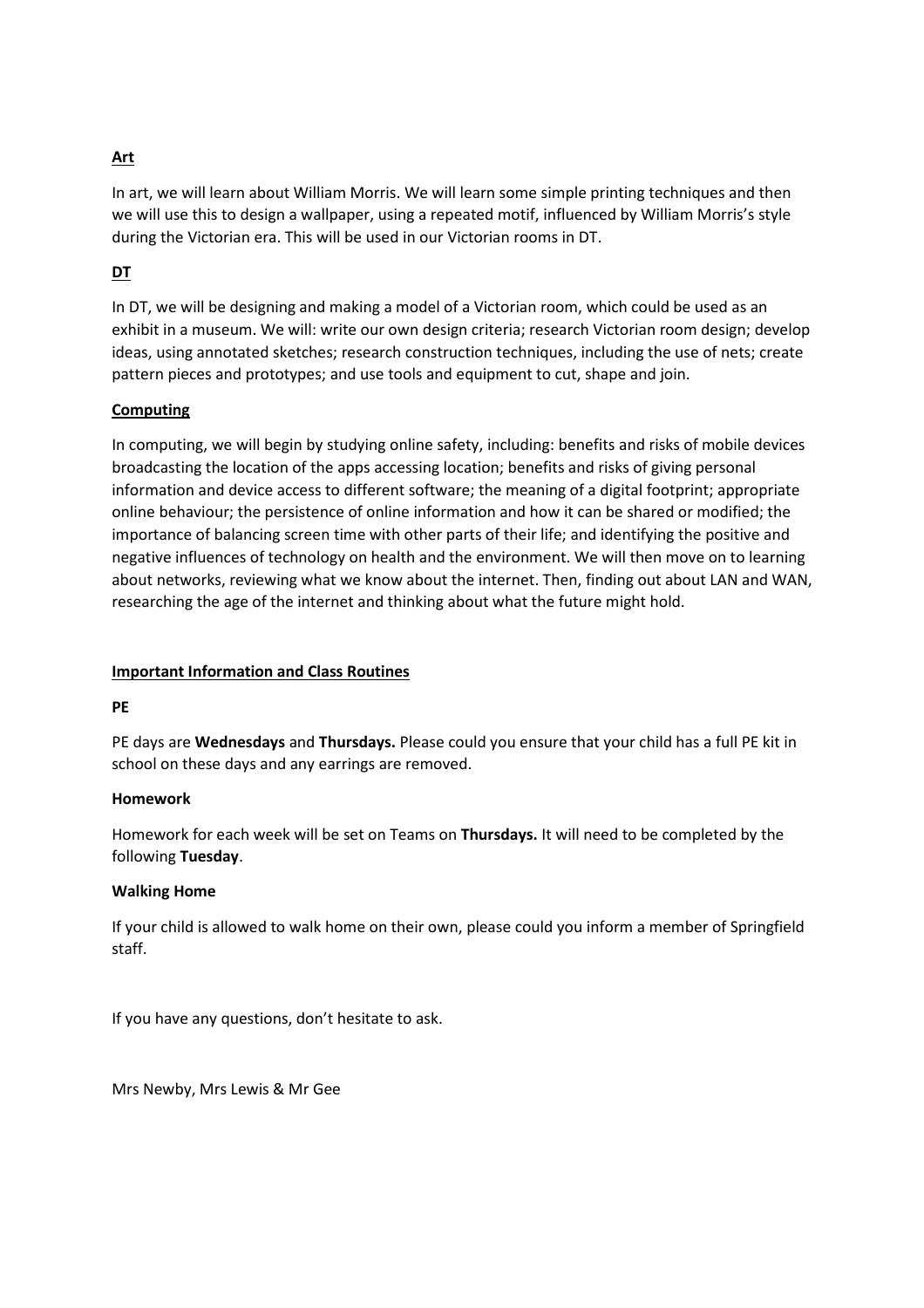**Art**

In art, we will learn about William Morris. We will learn some simple printing techniques and then we will use this to design a wallpaper, using a repeated motif, influenced by William Morris's style during the Victorian era. This will be used in our Victorian rooms in DT.

**DT**

In DT, we will be designing and making a model of a Victorian room, which could be used as an exhibit in a museum. We will: write our own design criteria; research Victorian room design; develop ideas, using annotated sketches; research construction techniques, including the use of nets; create pattern pieces and prototypes; and use tools and equipment to cut, shape and join.

**Computing**

In computing, we will begin by studying online safety, including: benefits and risks of mobile devices broadcasting the location of the apps accessing location; benefits and risks of giving personal information and device access to different software; the meaning of a digital footprint; appropriate online behaviour; the persistence of online information and how it can be shared or modified; the importance of balancing screen time with other parts of their life; and identifying the positive and negative influences of technology on health and the environment. We will then move on to learning about networks, reviewing what we know about the internet. Then, finding out about LAN and WAN, researching the age of the internet and thinking about what the future might hold.

**Important Information and Class Routines**

**PE**

PE days are **Wednesdays** and **Thursdays.** Please could you ensure that your child has a full PE kit in school on these days and any earrings are removed.

**Homework**

Homework for each week will be set on Teams on **Thursdays.** It will need to be completed by the following **Tuesday**.

**Walking Home**

If your child is allowed to walk home on their own, please could you inform a member of Springfield staff.

If you have any questions, don't hesitate to ask.

Mrs Newby, Mrs Lewis & Mr Gee